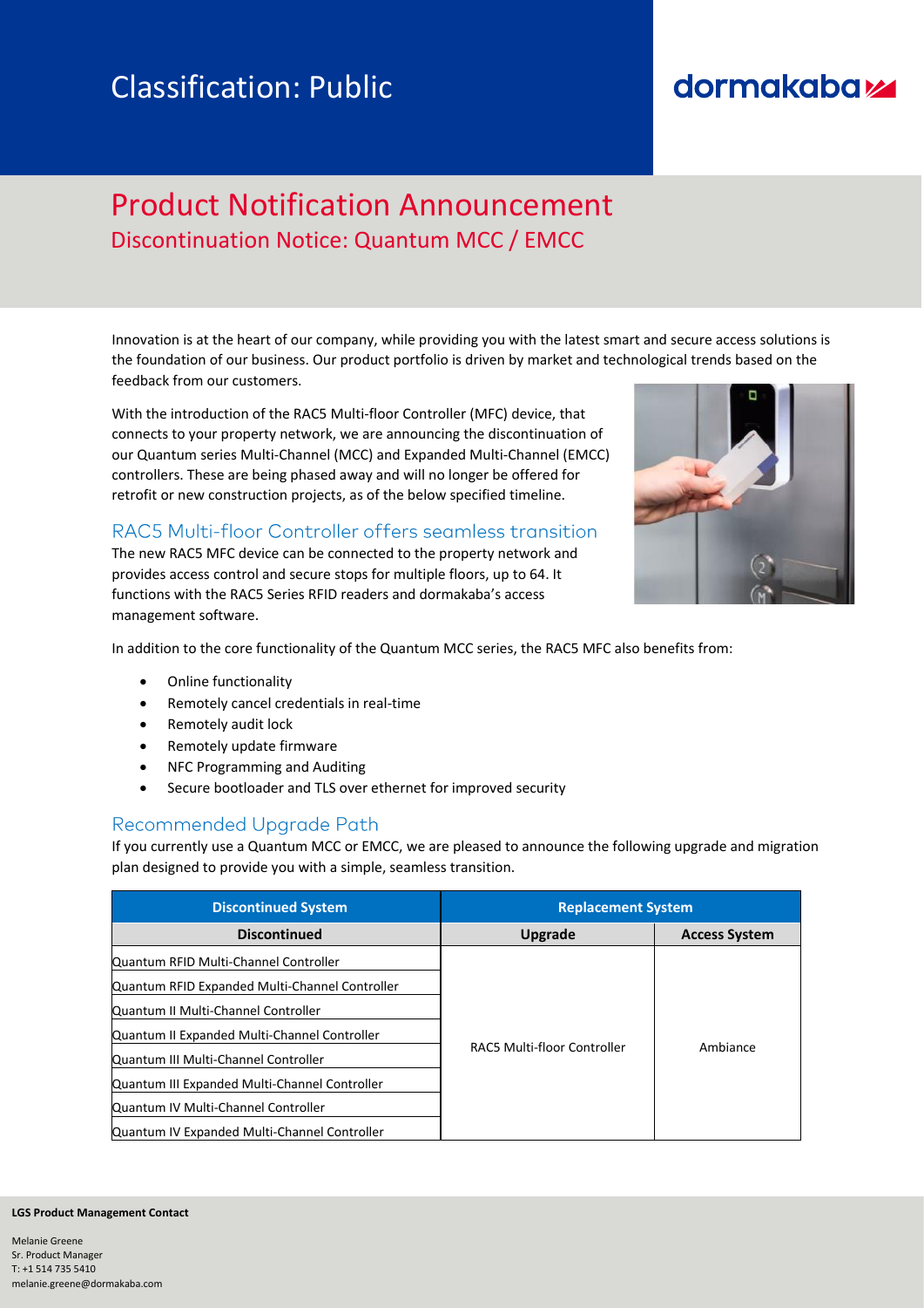Classification: Public

dormakaba

# Product Notification Announcement

## Discontinuation Notice: Quantum MCC / EMCC

Innovation is at the heart of our company, while providing you with the latest smart and secure access solutions is the foundation of our business. Our product portfolio is driven by market and technological trends based on the feedback from our customers.

With the introduction of the RAC5 Multi-floor Controller (MFC) device, that connects to your property network, we are announcing the discontinuation of our Quantum series Multi-Channel (MCC) and Expanded Multi-Channel (EMCC) controllers. These are being phased away and will no longer be offered for retrofit or new construction projects, as of the below specified timeline.

### RAC5 Multi-floor Controller offers seamless transition

The new RAC5 MFC device can be connected to the property network and provides access control and secure stops for multiple floors, up to 64. It functions with the RAC5 Series RFID readers and dormakaba's access management software.

In addition to the core functionality of the Quantum MCC series, the RAC5 MFC also benefits from:

- Online functionality
- Remotely cancel credentials in real-time
- Remotely audit lock
- Remotely update firmware
- NFC Programming and Auditing
- Secure bootloader and TLS over ethernet for improved security

### Recommended Upgrade Path

If you currently use a Quantum MCC or EMCC, we are pleased to announce the following upgrade and migration plan designed to provide you with a simple, seamless transition.

| Discontinued System | Replacement System | |
|---|---|---|
| **Discontinued** | **Upgrade** | **Access System** |
| Quantum RFID Multi-Channel Controller | RAC5 Multi-floor Controller | Ambiance |
| Quantum RFID Expanded Multi-Channel Controller | | |
| Quantum II Multi-Channel Controller | | |
| Quantum II Expanded Multi-Channel Controller | | |
| Quantum III Multi-Channel Controller | | |
| Quantum III Expanded Multi-Channel Controller | | |
| Quantum IV Multi-Channel Controller | | |
| Quantum IV Expanded Multi-Channel Controller | | |

**LGS Product Management Contact**

Melanie Greene
Sr. Product Manager
T: +1 514 735 5410
melanie.greene@dormakaba.com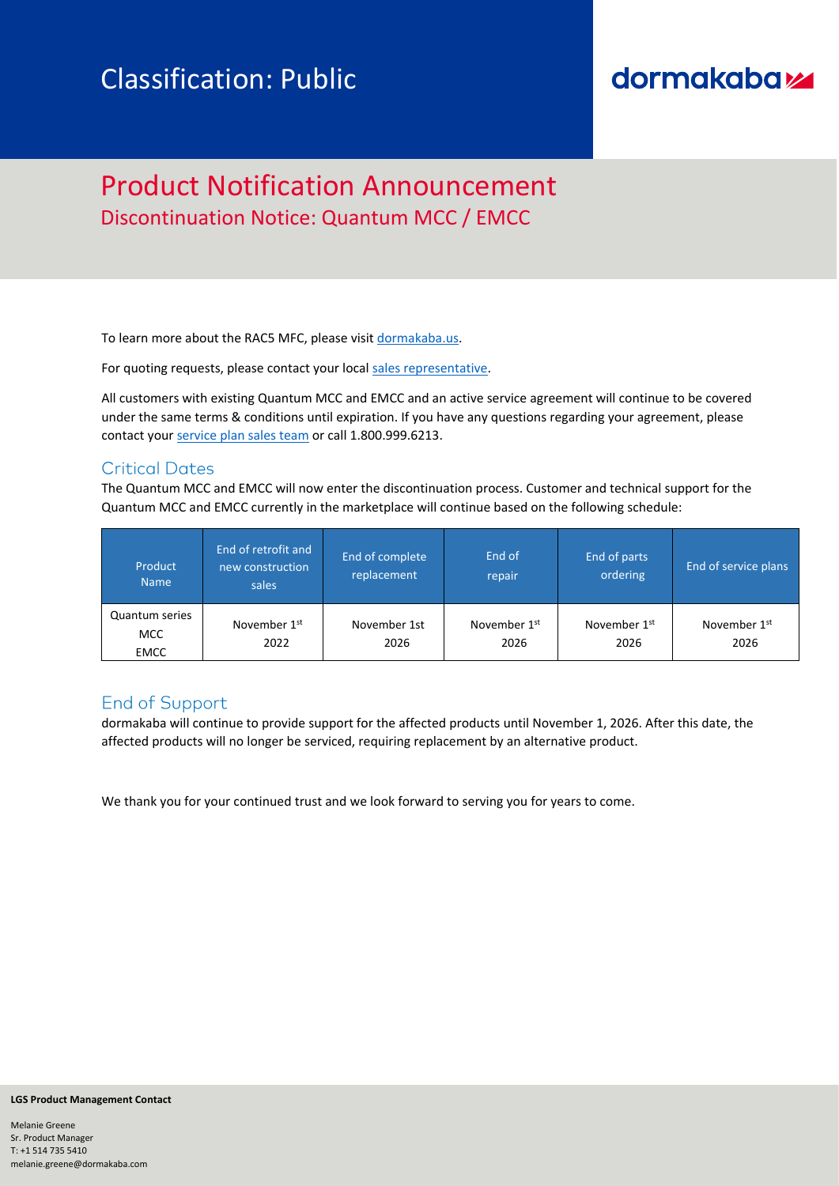Classification: Public

dormakaba

# Product Notification Announcement

## Discontinuation Notice: Quantum MCC / EMCC

To learn more about the RAC5 MFC, please visit dormakaba.us.

For quoting requests, please contact your local sales representative.

All customers with existing Quantum MCC and EMCC and an active service agreement will continue to be covered under the same terms & conditions until expiration. If you have any questions regarding your agreement, please contact your service plan sales team or call 1.800.999.6213.

### Critical Dates

The Quantum MCC and EMCC will now enter the discontinuation process. Customer and technical support for the Quantum MCC and EMCC currently in the marketplace will continue based on the following schedule:

| Product Name | End of retrofit and new construction sales | End of complete replacement | End of repair | End of parts ordering | End of service plans |
|---|---|---|---|---|---|
| Quantum series MCC EMCC | November 1st 2022 | November 1st 2026 | November 1st 2026 | November 1st 2026 | November 1st 2026 |

### End of Support

dormakaba will continue to provide support for the affected products until November 1, 2026. After this date, the affected products will no longer be serviced, requiring replacement by an alternative product.

We thank you for your continued trust and we look forward to serving you for years to come.

**LGS Product Management Contact**

Melanie Greene
Sr. Product Manager
T: +1 514 735 5410
melanie.greene@dormakaba.com